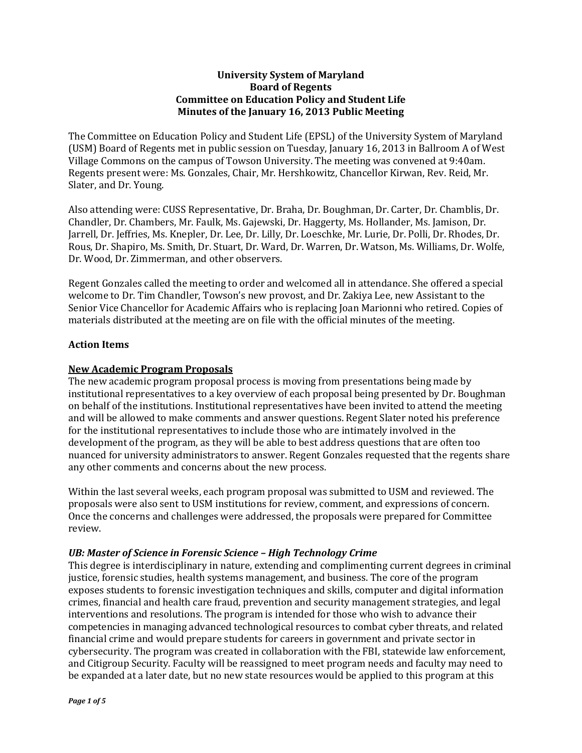**University System of Maryland**
**Board of Regents**
**Committee on Education Policy and Student Life**
**Minutes of the January 16, 2013 Public Meeting**

The Committee on Education Policy and Student Life (EPSL) of the University System of Maryland (USM) Board of Regents met in public session on Tuesday, January 16, 2013 in Ballroom A of West Village Commons on the campus of Towson University. The meeting was convened at 9:40am. Regents present were: Ms. Gonzales, Chair, Mr. Hershkowitz, Chancellor Kirwan, Rev. Reid, Mr. Slater, and Dr. Young.

Also attending were: CUSS Representative, Dr. Braha, Dr. Boughman, Dr. Carter, Dr. Chamblis, Dr. Chandler, Dr. Chambers, Mr. Faulk, Ms. Gajewski, Dr. Haggerty, Ms. Hollander, Ms. Jamison, Dr. Jarrell, Dr. Jeffries, Ms. Knepler, Dr. Lee, Dr. Lilly, Dr. Loeschke, Mr. Lurie, Dr. Polli, Dr. Rhodes, Dr. Rous, Dr. Shapiro, Ms. Smith, Dr. Stuart, Dr. Ward, Dr. Warren, Dr. Watson, Ms. Williams, Dr. Wolfe, Dr. Wood, Dr. Zimmerman, and other observers.

Regent Gonzales called the meeting to order and welcomed all in attendance. She offered a special welcome to Dr. Tim Chandler, Towson's new provost, and Dr. Zakiya Lee, new Assistant to the Senior Vice Chancellor for Academic Affairs who is replacing Joan Marionni who retired. Copies of materials distributed at the meeting are on file with the official minutes of the meeting.

## Action Items

### New Academic Program Proposals

The new academic program proposal process is moving from presentations being made by institutional representatives to a key overview of each proposal being presented by Dr. Boughman on behalf of the institutions. Institutional representatives have been invited to attend the meeting and will be allowed to make comments and answer questions. Regent Slater noted his preference for the institutional representatives to include those who are intimately involved in the development of the program, as they will be able to best address questions that are often too nuanced for university administrators to answer. Regent Gonzales requested that the regents share any other comments and concerns about the new process.

Within the last several weeks, each program proposal was submitted to USM and reviewed. The proposals were also sent to USM institutions for review, comment, and expressions of concern. Once the concerns and challenges were addressed, the proposals were prepared for Committee review.

#### *UB: Master of Science in Forensic Science – High Technology Crime*

This degree is interdisciplinary in nature, extending and complimenting current degrees in criminal justice, forensic studies, health systems management, and business. The core of the program exposes students to forensic investigation techniques and skills, computer and digital information crimes, financial and health care fraud, prevention and security management strategies, and legal interventions and resolutions. The program is intended for those who wish to advance their competencies in managing advanced technological resources to combat cyber threats, and related financial crime and would prepare students for careers in government and private sector in cybersecurity. The program was created in collaboration with the FBI, statewide law enforcement, and Citigroup Security. Faculty will be reassigned to meet program needs and faculty may need to be expanded at a later date, but no new state resources would be applied to this program at this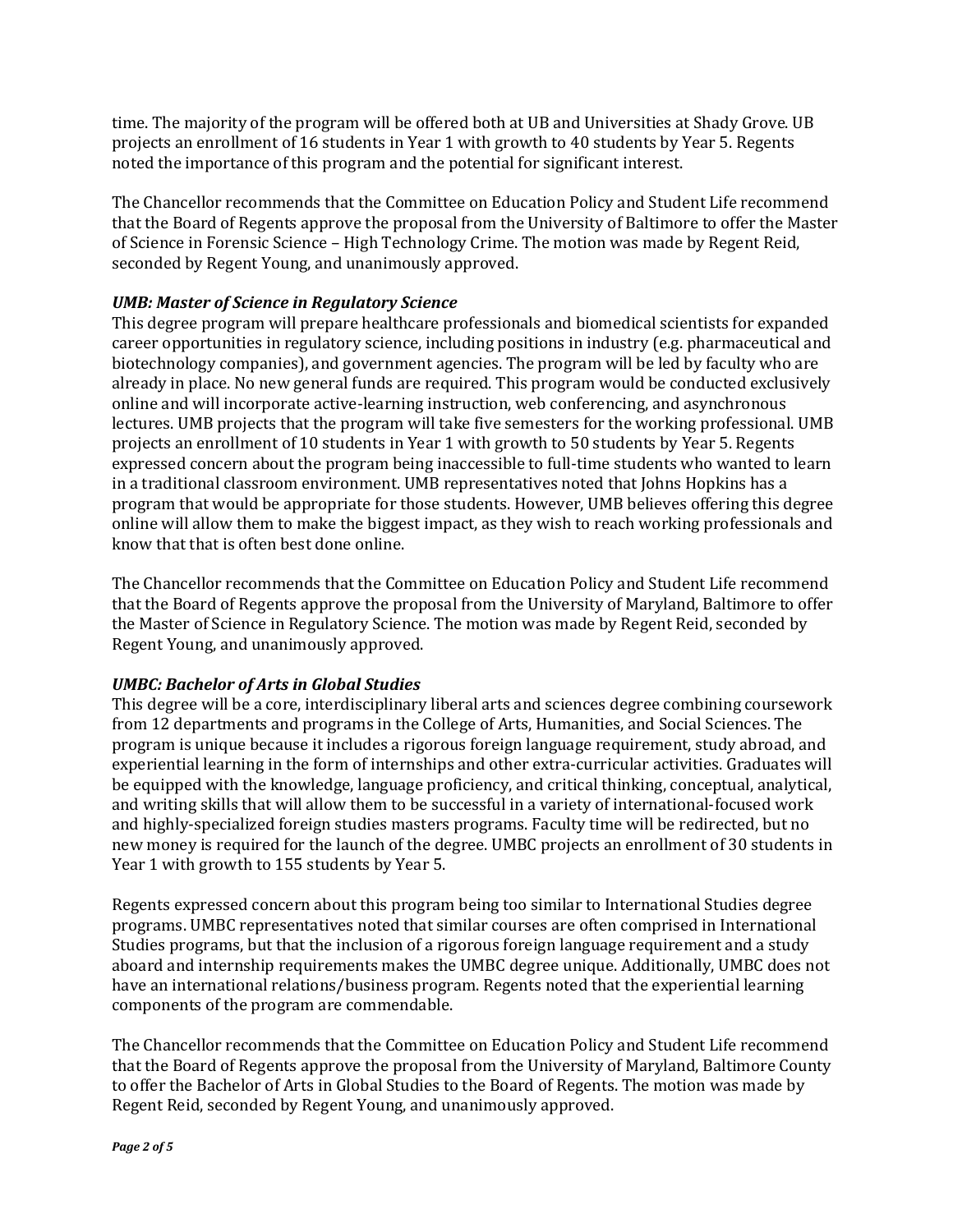time. The majority of the program will be offered both at UB and Universities at Shady Grove. UB projects an enrollment of 16 students in Year 1 with growth to 40 students by Year 5. Regents noted the importance of this program and the potential for significant interest.

The Chancellor recommends that the Committee on Education Policy and Student Life recommend that the Board of Regents approve the proposal from the University of Baltimore to offer the Master of Science in Forensic Science – High Technology Crime. The motion was made by Regent Reid, seconded by Regent Young, and unanimously approved.

***UMB: Master of Science in Regulatory Science***
This degree program will prepare healthcare professionals and biomedical scientists for expanded career opportunities in regulatory science, including positions in industry (e.g. pharmaceutical and biotechnology companies), and government agencies. The program will be led by faculty who are already in place. No new general funds are required. This program would be conducted exclusively online and will incorporate active-learning instruction, web conferencing, and asynchronous lectures. UMB projects that the program will take five semesters for the working professional. UMB projects an enrollment of 10 students in Year 1 with growth to 50 students by Year 5. Regents expressed concern about the program being inaccessible to full-time students who wanted to learn in a traditional classroom environment. UMB representatives noted that Johns Hopkins has a program that would be appropriate for those students. However, UMB believes offering this degree online will allow them to make the biggest impact, as they wish to reach working professionals and know that that is often best done online.

The Chancellor recommends that the Committee on Education Policy and Student Life recommend that the Board of Regents approve the proposal from the University of Maryland, Baltimore to offer the Master of Science in Regulatory Science. The motion was made by Regent Reid, seconded by Regent Young, and unanimously approved.

***UMBC: Bachelor of Arts in Global Studies***
This degree will be a core, interdisciplinary liberal arts and sciences degree combining coursework from 12 departments and programs in the College of Arts, Humanities, and Social Sciences. The program is unique because it includes a rigorous foreign language requirement, study abroad, and experiential learning in the form of internships and other extra-curricular activities. Graduates will be equipped with the knowledge, language proficiency, and critical thinking, conceptual, analytical, and writing skills that will allow them to be successful in a variety of international-focused work and highly-specialized foreign studies masters programs. Faculty time will be redirected, but no new money is required for the launch of the degree. UMBC projects an enrollment of 30 students in Year 1 with growth to 155 students by Year 5.

Regents expressed concern about this program being too similar to International Studies degree programs. UMBC representatives noted that similar courses are often comprised in International Studies programs, but that the inclusion of a rigorous foreign language requirement and a study aboard and internship requirements makes the UMBC degree unique. Additionally, UMBC does not have an international relations/business program. Regents noted that the experiential learning components of the program are commendable.

The Chancellor recommends that the Committee on Education Policy and Student Life recommend that the Board of Regents approve the proposal from the University of Maryland, Baltimore County to offer the Bachelor of Arts in Global Studies to the Board of Regents. The motion was made by Regent Reid, seconded by Regent Young, and unanimously approved.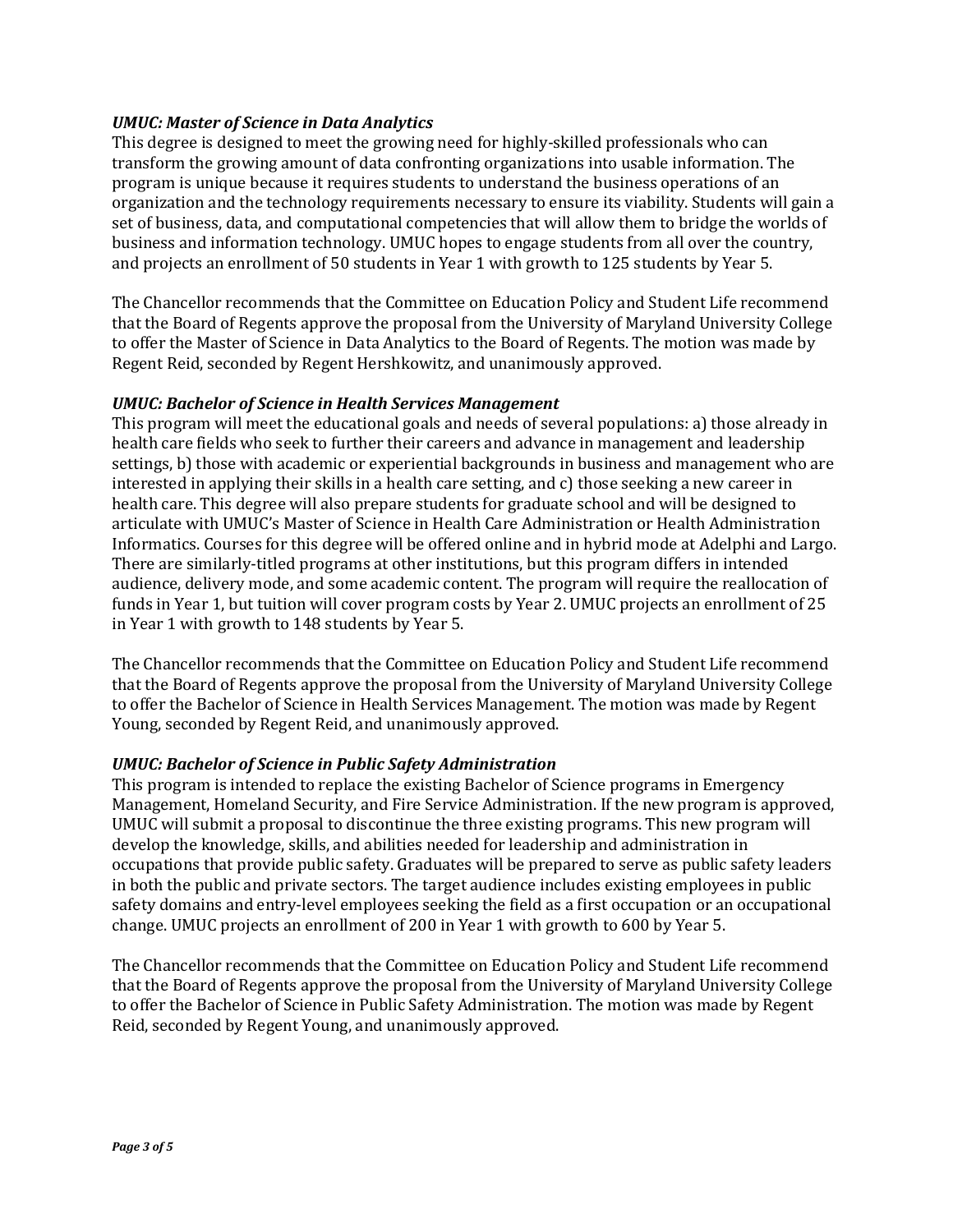***UMUC: Master of Science in Data Analytics***

This degree is designed to meet the growing need for highly-skilled professionals who can transform the growing amount of data confronting organizations into usable information. The program is unique because it requires students to understand the business operations of an organization and the technology requirements necessary to ensure its viability. Students will gain a set of business, data, and computational competencies that will allow them to bridge the worlds of business and information technology. UMUC hopes to engage students from all over the country, and projects an enrollment of 50 students in Year 1 with growth to 125 students by Year 5.

The Chancellor recommends that the Committee on Education Policy and Student Life recommend that the Board of Regents approve the proposal from the University of Maryland University College to offer the Master of Science in Data Analytics to the Board of Regents. The motion was made by Regent Reid, seconded by Regent Hershkowitz, and unanimously approved.

***UMUC: Bachelor of Science in Health Services Management***

This program will meet the educational goals and needs of several populations: a) those already in health care fields who seek to further their careers and advance in management and leadership settings, b) those with academic or experiential backgrounds in business and management who are interested in applying their skills in a health care setting, and c) those seeking a new career in health care. This degree will also prepare students for graduate school and will be designed to articulate with UMUC's Master of Science in Health Care Administration or Health Administration Informatics. Courses for this degree will be offered online and in hybrid mode at Adelphi and Largo. There are similarly-titled programs at other institutions, but this program differs in intended audience, delivery mode, and some academic content. The program will require the reallocation of funds in Year 1, but tuition will cover program costs by Year 2. UMUC projects an enrollment of 25 in Year 1 with growth to 148 students by Year 5.

The Chancellor recommends that the Committee on Education Policy and Student Life recommend that the Board of Regents approve the proposal from the University of Maryland University College to offer the Bachelor of Science in Health Services Management. The motion was made by Regent Young, seconded by Regent Reid, and unanimously approved.

***UMUC: Bachelor of Science in Public Safety Administration***

This program is intended to replace the existing Bachelor of Science programs in Emergency Management, Homeland Security, and Fire Service Administration. If the new program is approved, UMUC will submit a proposal to discontinue the three existing programs. This new program will develop the knowledge, skills, and abilities needed for leadership and administration in occupations that provide public safety. Graduates will be prepared to serve as public safety leaders in both the public and private sectors. The target audience includes existing employees in public safety domains and entry-level employees seeking the field as a first occupation or an occupational change. UMUC projects an enrollment of 200 in Year 1 with growth to 600 by Year 5.

The Chancellor recommends that the Committee on Education Policy and Student Life recommend that the Board of Regents approve the proposal from the University of Maryland University College to offer the Bachelor of Science in Public Safety Administration. The motion was made by Regent Reid, seconded by Regent Young, and unanimously approved.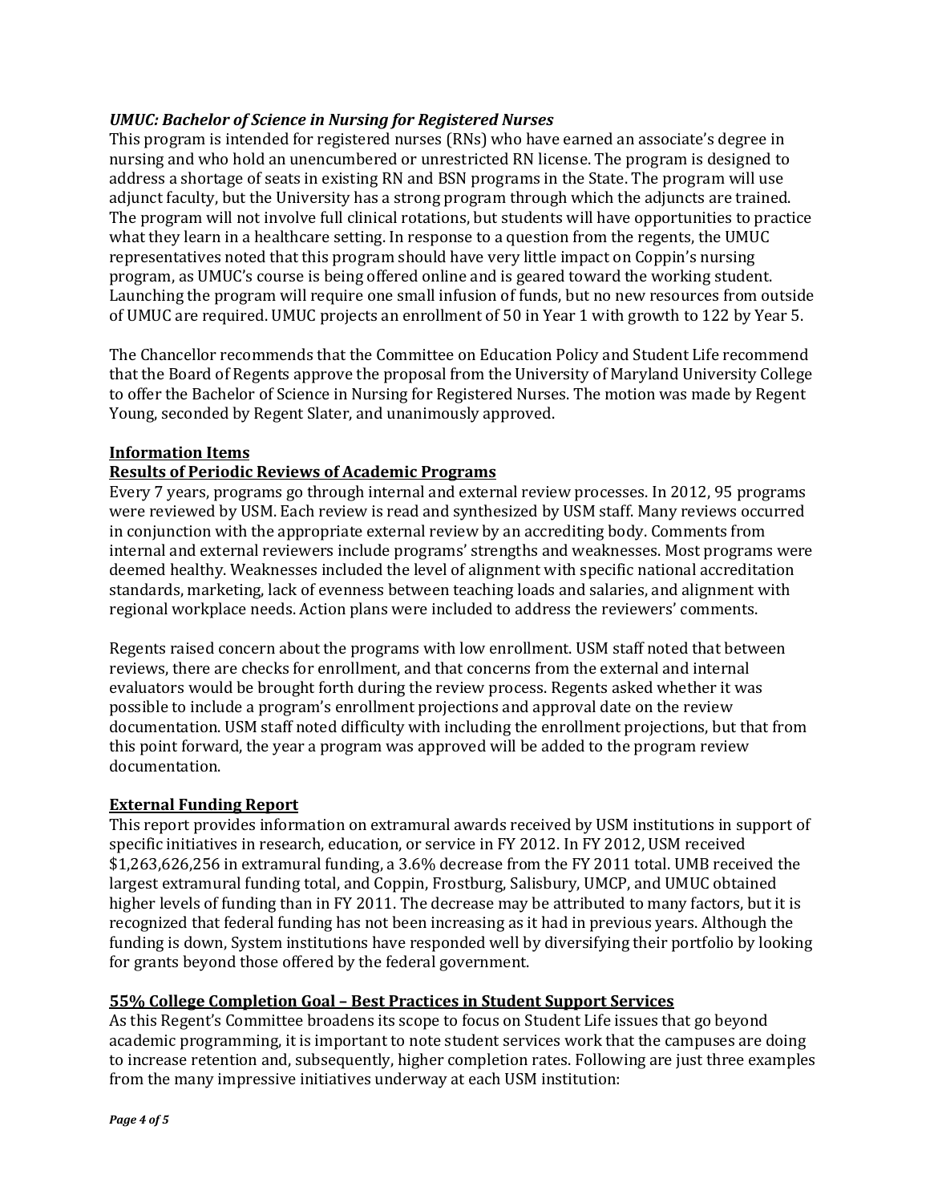*UMUC: Bachelor of Science in Nursing for Registered Nurses*

This program is intended for registered nurses (RNs) who have earned an associate's degree in nursing and who hold an unencumbered or unrestricted RN license. The program is designed to address a shortage of seats in existing RN and BSN programs in the State. The program will use adjunct faculty, but the University has a strong program through which the adjuncts are trained. The program will not involve full clinical rotations, but students will have opportunities to practice what they learn in a healthcare setting. In response to a question from the regents, the UMUC representatives noted that this program should have very little impact on Coppin's nursing program, as UMUC's course is being offered online and is geared toward the working student. Launching the program will require one small infusion of funds, but no new resources from outside of UMUC are required. UMUC projects an enrollment of 50 in Year 1 with growth to 122 by Year 5.

The Chancellor recommends that the Committee on Education Policy and Student Life recommend that the Board of Regents approve the proposal from the University of Maryland University College to offer the Bachelor of Science in Nursing for Registered Nurses. The motion was made by Regent Young, seconded by Regent Slater, and unanimously approved.

## Information Items

### Results of Periodic Reviews of Academic Programs

Every 7 years, programs go through internal and external review processes. In 2012, 95 programs were reviewed by USM. Each review is read and synthesized by USM staff. Many reviews occurred in conjunction with the appropriate external review by an accrediting body. Comments from internal and external reviewers include programs' strengths and weaknesses. Most programs were deemed healthy. Weaknesses included the level of alignment with specific national accreditation standards, marketing, lack of evenness between teaching loads and salaries, and alignment with regional workplace needs. Action plans were included to address the reviewers' comments.

Regents raised concern about the programs with low enrollment. USM staff noted that between reviews, there are checks for enrollment, and that concerns from the external and internal evaluators would be brought forth during the review process. Regents asked whether it was possible to include a program's enrollment projections and approval date on the review documentation. USM staff noted difficulty with including the enrollment projections, but that from this point forward, the year a program was approved will be added to the program review documentation.

### External Funding Report

This report provides information on extramural awards received by USM institutions in support of specific initiatives in research, education, or service in FY 2012. In FY 2012, USM received $1,263,626,256 in extramural funding, a 3.6% decrease from the FY 2011 total. UMB received the largest extramural funding total, and Coppin, Frostburg, Salisbury, UMCP, and UMUC obtained higher levels of funding than in FY 2011. The decrease may be attributed to many factors, but it is recognized that federal funding has not been increasing as it had in previous years. Although the funding is down, System institutions have responded well by diversifying their portfolio by looking for grants beyond those offered by the federal government.

### 55% College Completion Goal – Best Practices in Student Support Services

As this Regent's Committee broadens its scope to focus on Student Life issues that go beyond academic programming, it is important to note student services work that the campuses are doing to increase retention and, subsequently, higher completion rates. Following are just three examples from the many impressive initiatives underway at each USM institution: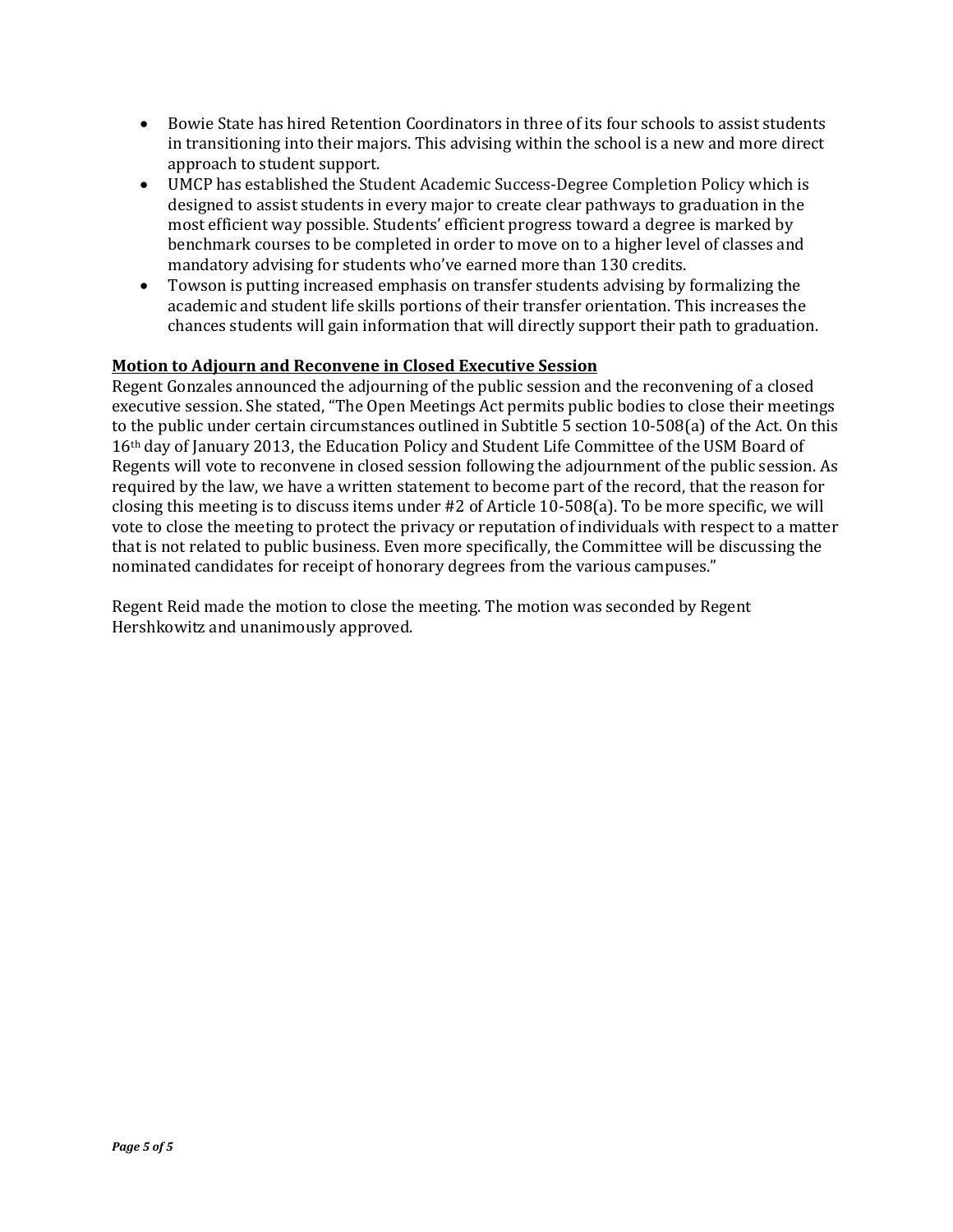- Bowie State has hired Retention Coordinators in three of its four schools to assist students in transitioning into their majors. This advising within the school is a new and more direct approach to student support.
- UMCP has established the Student Academic Success-Degree Completion Policy which is designed to assist students in every major to create clear pathways to graduation in the most efficient way possible. Students' efficient progress toward a degree is marked by benchmark courses to be completed in order to move on to a higher level of classes and mandatory advising for students who've earned more than 130 credits.
- Towson is putting increased emphasis on transfer students advising by formalizing the academic and student life skills portions of their transfer orientation. This increases the chances students will gain information that will directly support their path to graduation.

**Motion to Adjourn and Reconvene in Closed Executive Session**

Regent Gonzales announced the adjourning of the public session and the reconvening of a closed executive session. She stated, "The Open Meetings Act permits public bodies to close their meetings to the public under certain circumstances outlined in Subtitle 5 section 10-508(a) of the Act. On this 16th day of January 2013, the Education Policy and Student Life Committee of the USM Board of Regents will vote to reconvene in closed session following the adjournment of the public session. As required by the law, we have a written statement to become part of the record, that the reason for closing this meeting is to discuss items under #2 of Article 10-508(a). To be more specific, we will vote to close the meeting to protect the privacy or reputation of individuals with respect to a matter that is not related to public business. Even more specifically, the Committee will be discussing the nominated candidates for receipt of honorary degrees from the various campuses."

Regent Reid made the motion to close the meeting. The motion was seconded by Regent Hershkowitz and unanimously approved.